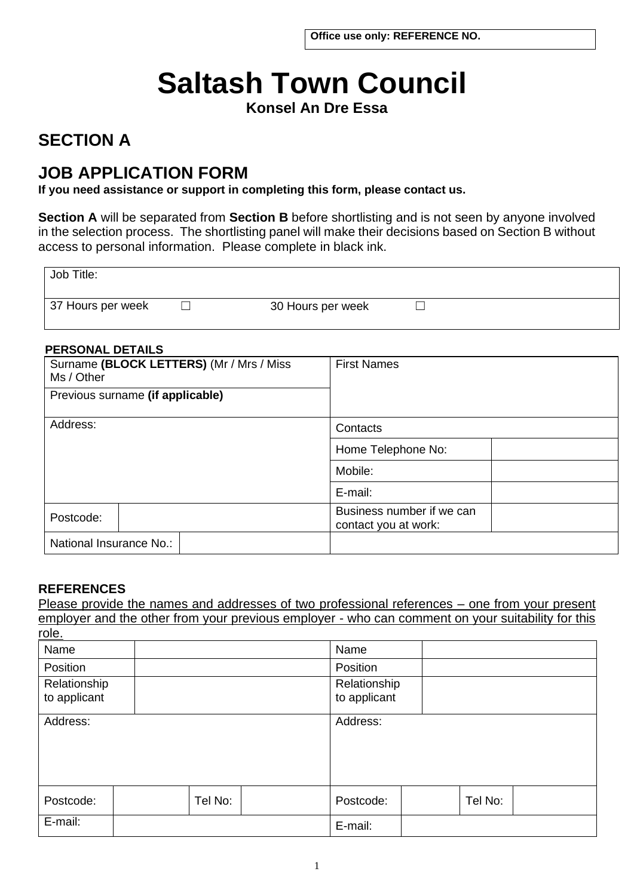| Office use only: REFERENCE NO. |
| --- |

# Saltash Town Council

**Konsel An Dre Essa**

## SECTION A

## JOB APPLICATION FORM

**If you need assistance or support in completing this form, please contact us.**

**Section A** will be separated from **Section B** before shortlisting and is not seen by anyone involved in the selection process. The shortlisting panel will make their decisions based on Section B without access to personal information. Please complete in black ink.

| | | | |
| --- | --- | --- | --- |
| Job Title: | | | |
| 37 Hours per week | ☐ | 30 Hours per week | ☐ |

**PERSONAL DETAILS**

| | | | |
| --- | --- | --- | --- |
| Surname **(BLOCK LETTERS)** (Mr / Mrs / Miss Ms / Other | | First Names | |
| Previous surname **(if applicable)** | | | |
| Address: | | Contacts | |
| | | Home Telephone No: | |
| | | Mobile: | |
| | | E-mail: | |
| Postcode: | | Business number if we can contact you at work: | |
| National Insurance No.: | | | |

**REFERENCES**

Please provide the names and addresses of two professional references – one from your present employer and the other from your previous employer - who can comment on your suitability for this role.

| | | | | | | | |
| --- | --- | --- | --- | --- | --- | --- | --- |
| Name | | | | Name | | | |
| Position | | | | Position | | | |
| Relationship to applicant | | | | Relationship to applicant | | | |
| Address: | | | | Address: | | | |
| Postcode: | | Tel No: | | Postcode: | | Tel No: | |
| E-mail: | | | | E-mail: | | | |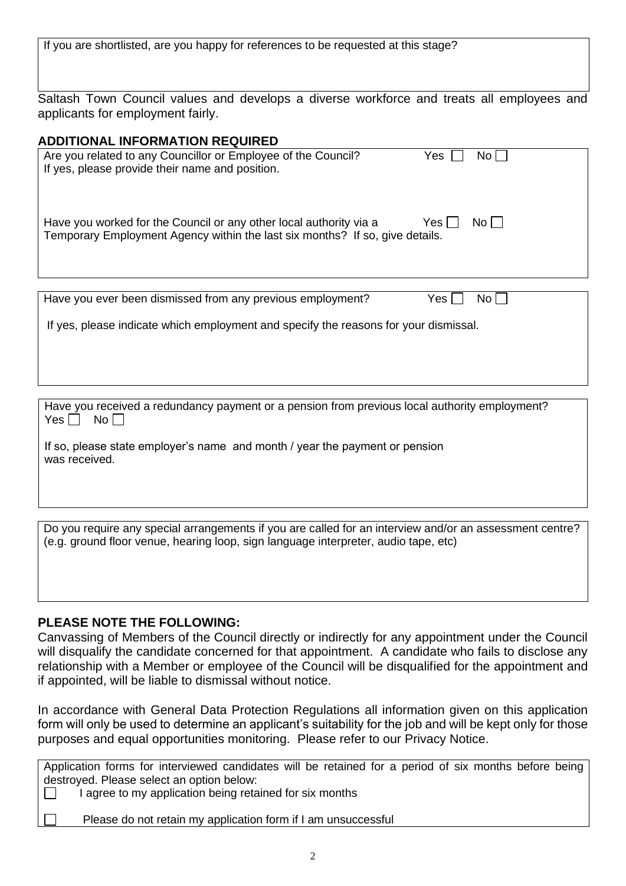If you are shortlisted, are you happy for references to be requested at this stage?

Saltash Town Council values and develops a diverse workforce and treats all employees and applicants for employment fairly.

## ADDITIONAL INFORMATION REQUIRED

Are you related to any Councillor or Employee of the Council? Yes ☐ No ☐
If yes, please provide their name and position.

Have you worked for the Council or any other local authority via a Temporary Employment Agency within the last six months? If so, give details. Yes ☐ No ☐

Have you ever been dismissed from any previous employment? Yes ☐ No ☐

If yes, please indicate which employment and specify the reasons for your dismissal.

Have you received a redundancy payment or a pension from previous local authority employment?
Yes ☐ No ☐

If so, please state employer's name and month / year the payment or pension was received.

Do you require any special arrangements if you are called for an interview and/or an assessment centre? (e.g. ground floor venue, hearing loop, sign language interpreter, audio tape, etc)

## PLEASE NOTE THE FOLLOWING:

Canvassing of Members of the Council directly or indirectly for any appointment under the Council will disqualify the candidate concerned for that appointment. A candidate who fails to disclose any relationship with a Member or employee of the Council will be disqualified for the appointment and if appointed, will be liable to dismissal without notice.

In accordance with General Data Protection Regulations all information given on this application form will only be used to determine an applicant's suitability for the job and will be kept only for those purposes and equal opportunities monitoring. Please refer to our Privacy Notice.

Application forms for interviewed candidates will be retained for a period of six months before being destroyed. Please select an option below:

☐ I agree to my application being retained for six months

☐ Please do not retain my application form if I am unsuccessful